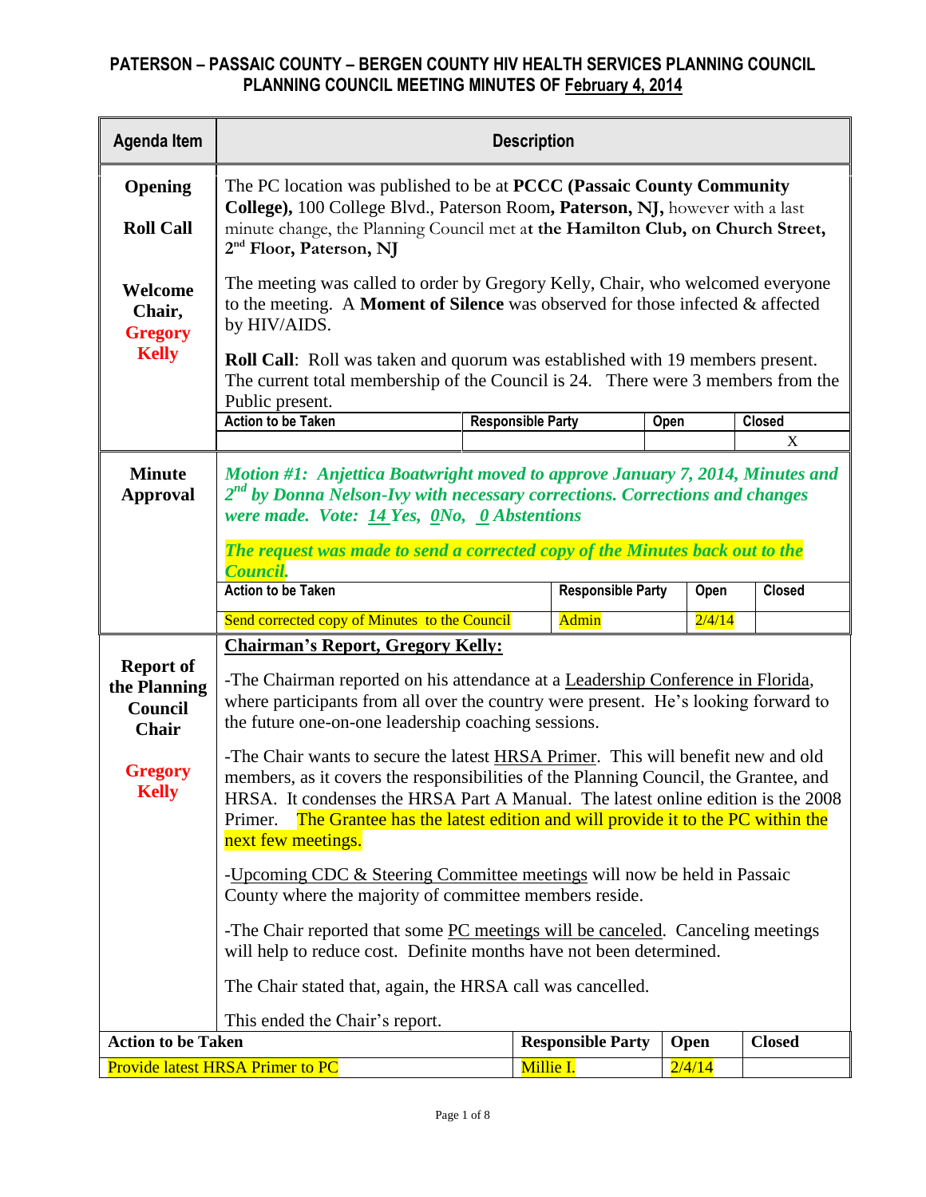# PATERSON – PASSAIC COUNTY – BERGEN COUNTY HIV HEALTH SERVICES PLANNING COUNCIL
## PLANNING COUNCIL MEETING MINUTES OF February 4, 2014

| Agenda Item | Description |
|---|---|
| **Opening**<br><br>**Roll Call**<br><br>**Welcome Chair, Gregory Kelly** | The PC location was published to be at **PCCC (Passaic County Community College),** 100 College Blvd., Paterson Room**, Paterson, NJ,** however with a last minute change, the Planning Council met a**t the Hamilton Club, on Church Street, 2nd Floor, Paterson, NJ**<br><br>The meeting was called to order by Gregory Kelly, Chair, who welcomed everyone to the meeting. A **Moment of Silence** was observed for those infected & affected by HIV/AIDS.<br><br>**Roll Call**: Roll was taken and quorum was established with 19 members present. The current total membership of the Council is 24. There were 3 members from the Public present. |

| Action to be Taken | Responsible Party | Open | Closed |
|---|---|---|---|
| | | | X |

| Agenda Item | Description |
|---|---|
| **Minute Approval** | ***Motion #1: Anjettica Boatwright moved to approve January 7, 2014, Minutes and 2nd by Donna Nelson-Ivy with necessary corrections. Corrections and changes were made. Vote: 14 Yes, 0No, 0 Abstentions***<br><br>***The request was made to send a corrected copy of the Minutes back out to the Council.*** |

| Action to be Taken | Responsible Party | Open | Closed |
|---|---|---|---|
| Send corrected copy of Minutes to the Council | Admin | 2/4/14 | |

| Agenda Item | Description |
|---|---|
| **Report of the Planning Council Chair**<br><br>**Gregory Kelly** | **Chairman's Report, Gregory Kelly:**<br><br>-The Chairman reported on his attendance at a Leadership Conference in Florida, where participants from all over the country were present. He's looking forward to the future one-on-one leadership coaching sessions.<br><br>-The Chair wants to secure the latest HRSA Primer. This will benefit new and old members, as it covers the responsibilities of the Planning Council, the Grantee, and HRSA. It condenses the HRSA Part A Manual. The latest online edition is the 2008 Primer. The Grantee has the latest edition and will provide it to the PC within the next few meetings.<br><br>-Upcoming CDC & Steering Committee meetings will now be held in Passaic County where the majority of committee members reside.<br><br>-The Chair reported that some PC meetings will be canceled. Canceling meetings will help to reduce cost. Definite months have not been determined.<br><br>The Chair stated that, again, the HRSA call was cancelled.<br><br>This ended the Chair's report. |

| Action to be Taken | Responsible Party | Open | Closed |
|---|---|---|---|
| Provide latest HRSA Primer to PC | Millie I. | 2/4/14 | |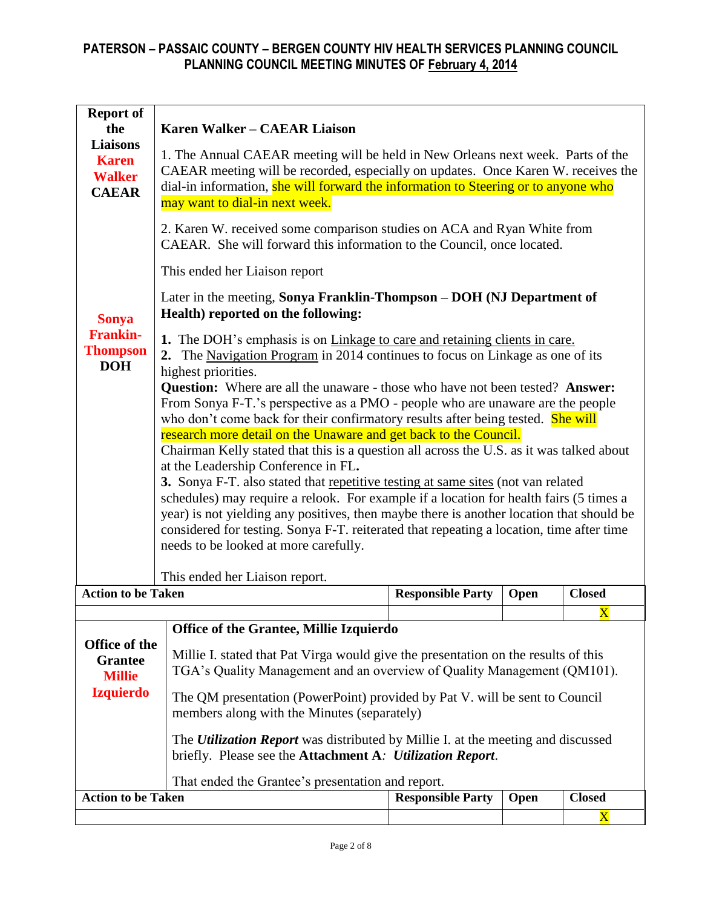## PATERSON – PASSAIC COUNTY – BERGEN COUNTY HIV HEALTH SERVICES PLANNING COUNCIL
## PLANNING COUNCIL MEETING MINUTES OF February 4, 2014

| | |
|---|---|
| **Report of the Liaisons** **Karen Walker** **CAEAR** | **Karen Walker – CAEAR Liaison**<br><br>1. The Annual CAEAR meeting will be held in New Orleans next week. Parts of the CAEAR meeting will be recorded, especially on updates. Once Karen W. receives the dial-in information, she will forward the information to Steering or to anyone who may want to dial-in next week.<br><br>2. Karen W. received some comparison studies on ACA and Ryan White from CAEAR. She will forward this information to the Council, once located.<br><br>This ended her Liaison report |
| **Sonya Franklin-Thompson** **DOH** | Later in the meeting, **Sonya Franklin-Thompson – DOH (NJ Department of Health) reported on the following:**<br><br>**1.** The DOH's emphasis is on Linkage to care and retaining clients in care.<br>**2.** The Navigation Program in 2014 continues to focus on Linkage as one of its highest priorities.<br>**Question:** Where are all the unaware - those who have not been tested? **Answer:** From Sonya F-T.'s perspective as a PMO - people who are unaware are the people who don't come back for their confirmatory results after being tested. She will research more detail on the Unaware and get back to the Council.<br>Chairman Kelly stated that this is a question all across the U.S. as it was talked about at the Leadership Conference in FL**.**<br>**3.** Sonya F-T. also stated that repetitive testing at same sites (not van related schedules) may require a relook. For example if a location for health fairs (5 times a year) is not yielding any positives, then maybe there is another location that should be considered for testing. Sonya F-T. reiterated that repeating a location, time after time needs to be looked at more carefully.<br><br>This ended her Liaison report. |

| Action to be Taken | Responsible Party | Open | Closed |
|---|---|---|---|
| | | | X |

| | |
|---|---|
| **Office of the Grantee** **Millie Izquierdo** | **Office of the Grantee, Millie Izquierdo**<br><br>Millie I. stated that Pat Virga would give the presentation on the results of this TGA's Quality Management and an overview of Quality Management (QM101).<br><br>The QM presentation (PowerPoint) provided by Pat V. will be sent to Council members along with the Minutes (separately)<br><br>The ***Utilization Report*** was distributed by Millie I. at the meeting and discussed briefly. Please see the **Attachment A***:* ***Utilization Report***.<br><br>That ended the Grantee's presentation and report. |

| Action to be Taken | Responsible Party | Open | Closed |
|---|---|---|---|
| | | | X |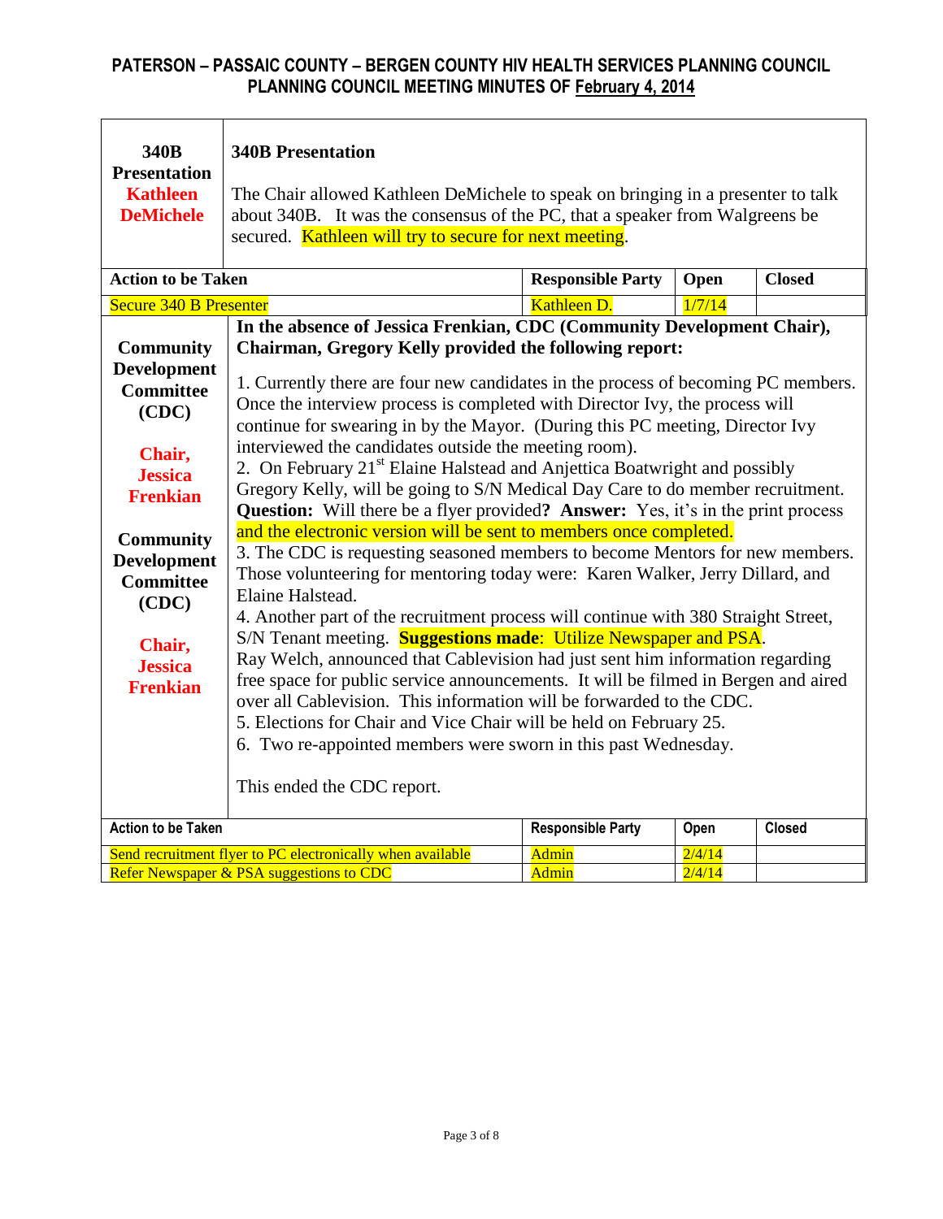# PATERSON – PASSAIC COUNTY – BERGEN COUNTY HIV HEALTH SERVICES PLANNING COUNCIL
## PLANNING COUNCIL MEETING MINUTES OF February 4, 2014

| | |
|---|---|
| **340B Presentation**<br>**Kathleen DeMichele** | **340B Presentation**<br><br>The Chair allowed Kathleen DeMichele to speak on bringing in a presenter to talk about 340B. It was the consensus of the PC, that a speaker from Walgreens be secured. Kathleen will try to secure for next meeting. |

| Action to be Taken | Responsible Party | Open | Closed |
|---|---|---|---|
| Secure 340 B Presenter | Kathleen D. | 1/7/14 | |

| | |
|---|---|
| **Community Development Committee (CDC)**<br><br>**Chair, Jessica Frenkian**<br><br>**Community Development Committee (CDC)**<br><br>**Chair, Jessica Frenkian** | **In the absence of Jessica Frenkian, CDC (Community Development Chair), Chairman, Gregory Kelly provided the following report:**<br><br>1. Currently there are four new candidates in the process of becoming PC members. Once the interview process is completed with Director Ivy, the process will continue for swearing in by the Mayor. (During this PC meeting, Director Ivy interviewed the candidates outside the meeting room).<br>2. On February 21st Elaine Halstead and Anjettica Boatwright and possibly Gregory Kelly, will be going to S/N Medical Day Care to do member recruitment. **Question:** Will there be a flyer provided**? Answer:** Yes, it's in the print process and the electronic version will be sent to members once completed.<br>3. The CDC is requesting seasoned members to become Mentors for new members. Those volunteering for mentoring today were: Karen Walker, Jerry Dillard, and Elaine Halstead.<br>4. Another part of the recruitment process will continue with 380 Straight Street, S/N Tenant meeting. **Suggestions made**: Utilize Newspaper and PSA.<br>Ray Welch, announced that Cablevision had just sent him information regarding free space for public service announcements. It will be filmed in Bergen and aired over all Cablevision. This information will be forwarded to the CDC.<br>5. Elections for Chair and Vice Chair will be held on February 25.<br>6. Two re-appointed members were sworn in this past Wednesday.<br><br>This ended the CDC report. |

| Action to be Taken | Responsible Party | Open | Closed |
|---|---|---|---|
| Send recruitment flyer to PC electronically when available | Admin | 2/4/14 | |
| Refer Newspaper & PSA suggestions to CDC | Admin | 2/4/14 | |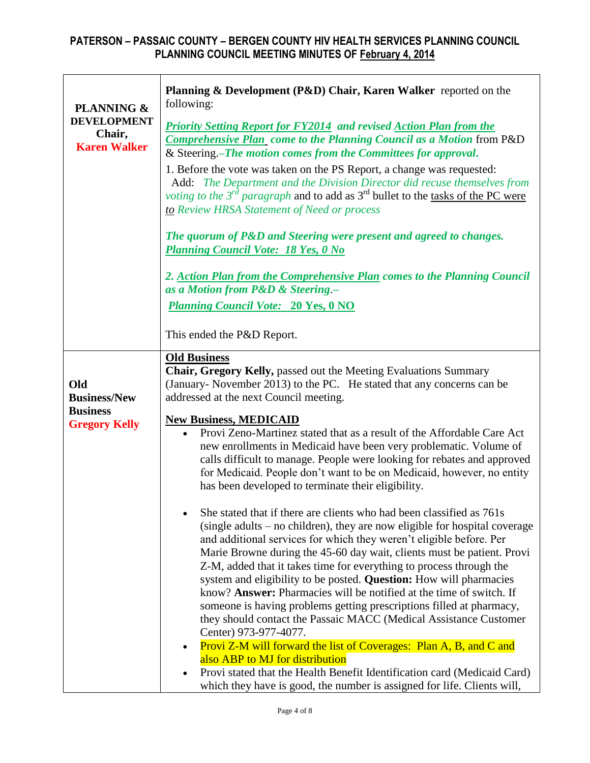**PATERSON – PASSAIC COUNTY – BERGEN COUNTY HIV HEALTH SERVICES PLANNING COUNCIL**
**PLANNING COUNCIL MEETING MINUTES OF February 4, 2014**

| | |
|---|---|
| **PLANNING & DEVELOPMENT Chair, Karen Walker** | **Planning & Development (P&D) Chair, Karen Walker** reported on the following:<br><br>***Priority Setting Report for FY2014* and revised *Action Plan from the Comprehensive Plan* come to the Planning Council as a Motion** from P&D & Steering.***–The motion comes from the Committees for approval.***<br><br>1. Before the vote was taken on the PS Report, a change was requested: Add: *The Department and the Division Director did recuse themselves from voting to the 3rd paragraph* and to add as 3rd bullet to the tasks of the PC were *to Review HRSA Statement of Need or process*<br><br>***The quorum of P&D and Steering were present and agreed to changes. Planning Council Vote: 18 Yes, 0 No***<br><br>***2. Action Plan from the Comprehensive Plan comes to the Planning Council as a Motion from P&D & Steering.–***<br>***Planning Council Vote: 20 Yes, 0 NO***<br><br>This ended the P&D Report. |
| **Old Business/New Business Gregory Kelly** | **Old Business**<br>**Chair, Gregory Kelly,** passed out the Meeting Evaluations Summary (January- November 2013) to the PC. He stated that any concerns can be addressed at the next Council meeting.<br><br>**New Business, MEDICAID**<br>• Provi Zeno-Martinez stated that as a result of the Affordable Care Act new enrollments in Medicaid have been very problematic. Volume of calls difficult to manage. People were looking for rebates and approved for Medicaid. People don't want to be on Medicaid, however, no entity has been developed to terminate their eligibility.<br><br>• She stated that if there are clients who had been classified as 761s (single adults – no children), they are now eligible for hospital coverage and additional services for which they weren't eligible before. Per Marie Browne during the 45-60 day wait, clients must be patient. Provi Z-M, added that it takes time for everything to process through the system and eligibility to be posted. **Question:** How will pharmacies know? **Answer:** Pharmacies will be notified at the time of switch. If someone is having problems getting prescriptions filled at pharmacy, they should contact the Passaic MACC (Medical Assistance Customer Center) 973-977-4077.<br>• Provi Z-M will forward the list of Coverages: Plan A, B, and C and also ABP to MJ for distribution<br>• Provi stated that the Health Benefit Identification card (Medicaid Card) which they have is good, the number is assigned for life. Clients will, |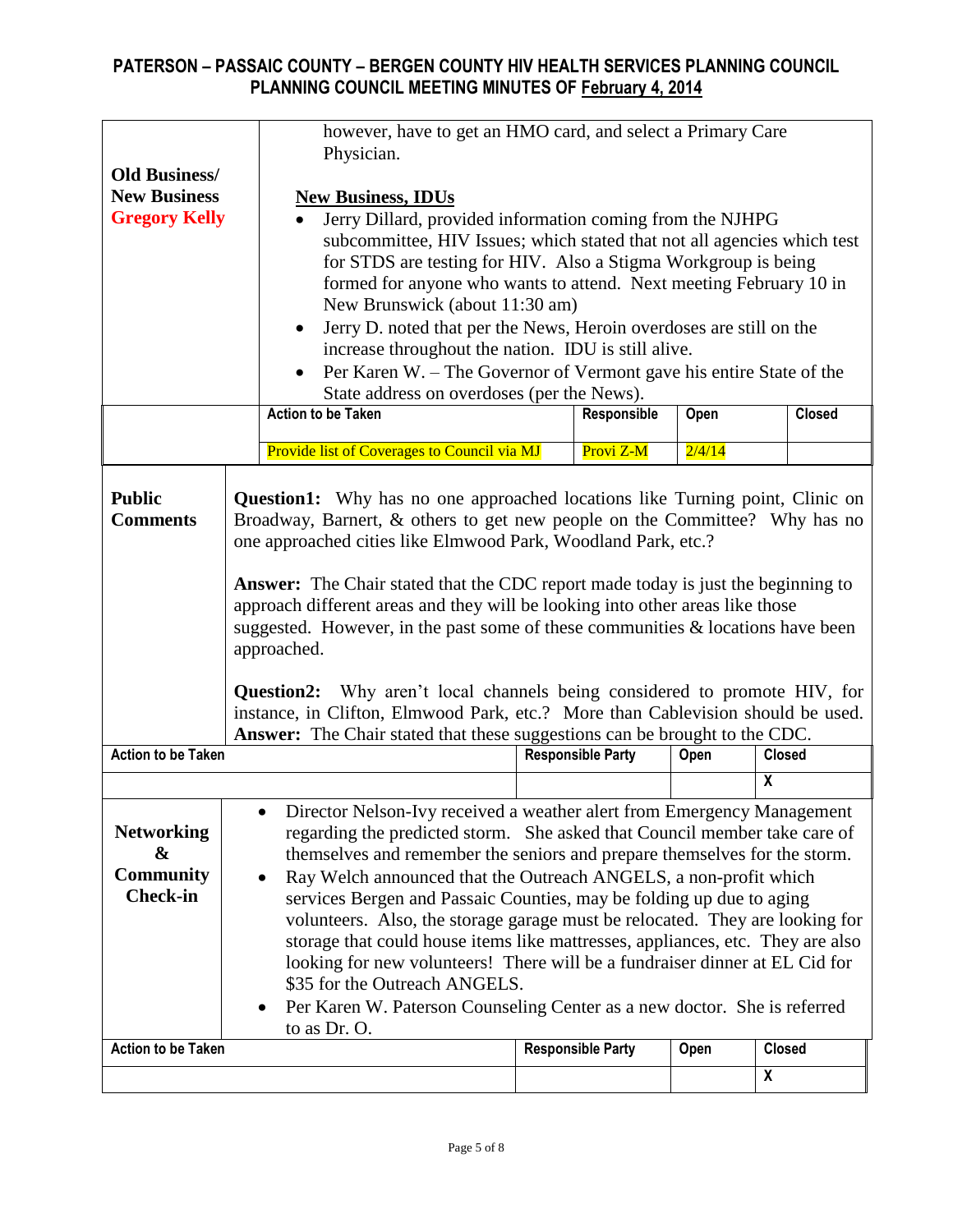**PATERSON – PASSAIC COUNTY – BERGEN COUNTY HIV HEALTH SERVICES PLANNING COUNCIL**
**PLANNING COUNCIL MEETING MINUTES OF February 4, 2014**

| **Old Business/ New Business** **Gregory Kelly** | however, have to get an HMO card, and select a Primary Care Physician.<br><br>**New Business, IDUs**<br>• Jerry Dillard, provided information coming from the NJHPG subcommittee, HIV Issues; which stated that not all agencies which test for STDS are testing for HIV. Also a Stigma Workgroup is being formed for anyone who wants to attend. Next meeting February 10 in New Brunswick (about 11:30 am)<br>• Jerry D. noted that per the News, Heroin overdoses are still on the increase throughout the nation. IDU is still alive.<br>• Per Karen W. – The Governor of Vermont gave his entire State of the State address on overdoses (per the News). | | | |
|---|---|---|---|---|
| | **Action to be Taken** | **Responsible** | **Open** | **Closed** |
| | Provide list of Coverages to Council via MJ | Provi Z-M | 2/4/14 | |

| **Public Comments** | **Question1:** Why has no one approached locations like Turning point, Clinic on Broadway, Barnert, & others to get new people on the Committee? Why has no one approached cities like Elmwood Park, Woodland Park, etc.?<br><br>**Answer:** The Chair stated that the CDC report made today is just the beginning to approach different areas and they will be looking into other areas like those suggested. However, in the past some of these communities & locations have been approached.<br><br>**Question2:** Why aren't local channels being considered to promote HIV, for instance, in Clifton, Elmwood Park, etc.? More than Cablevision should be used.<br>**Answer:** The Chair stated that these suggestions can be brought to the CDC. | | | |
|---|---|---|---|---|
| **Action to be Taken** | | **Responsible Party** | **Open** | **Closed** |
| | | | | X |

| **Networking & Community Check-in** | • Director Nelson-Ivy received a weather alert from Emergency Management regarding the predicted storm. She asked that Council member take care of themselves and remember the seniors and prepare themselves for the storm.<br>• Ray Welch announced that the Outreach ANGELS, a non-profit which services Bergen and Passaic Counties, may be folding up due to aging volunteers. Also, the storage garage must be relocated. They are looking for storage that could house items like mattresses, appliances, etc. They are also looking for new volunteers! There will be a fundraiser dinner at EL Cid for $35 for the Outreach ANGELS.<br>• Per Karen W. Paterson Counseling Center as a new doctor. She is referred to as Dr. O. | | | |
|---|---|---|---|---|
| **Action to be Taken** | | **Responsible Party** | **Open** | **Closed** |
| | | | | X |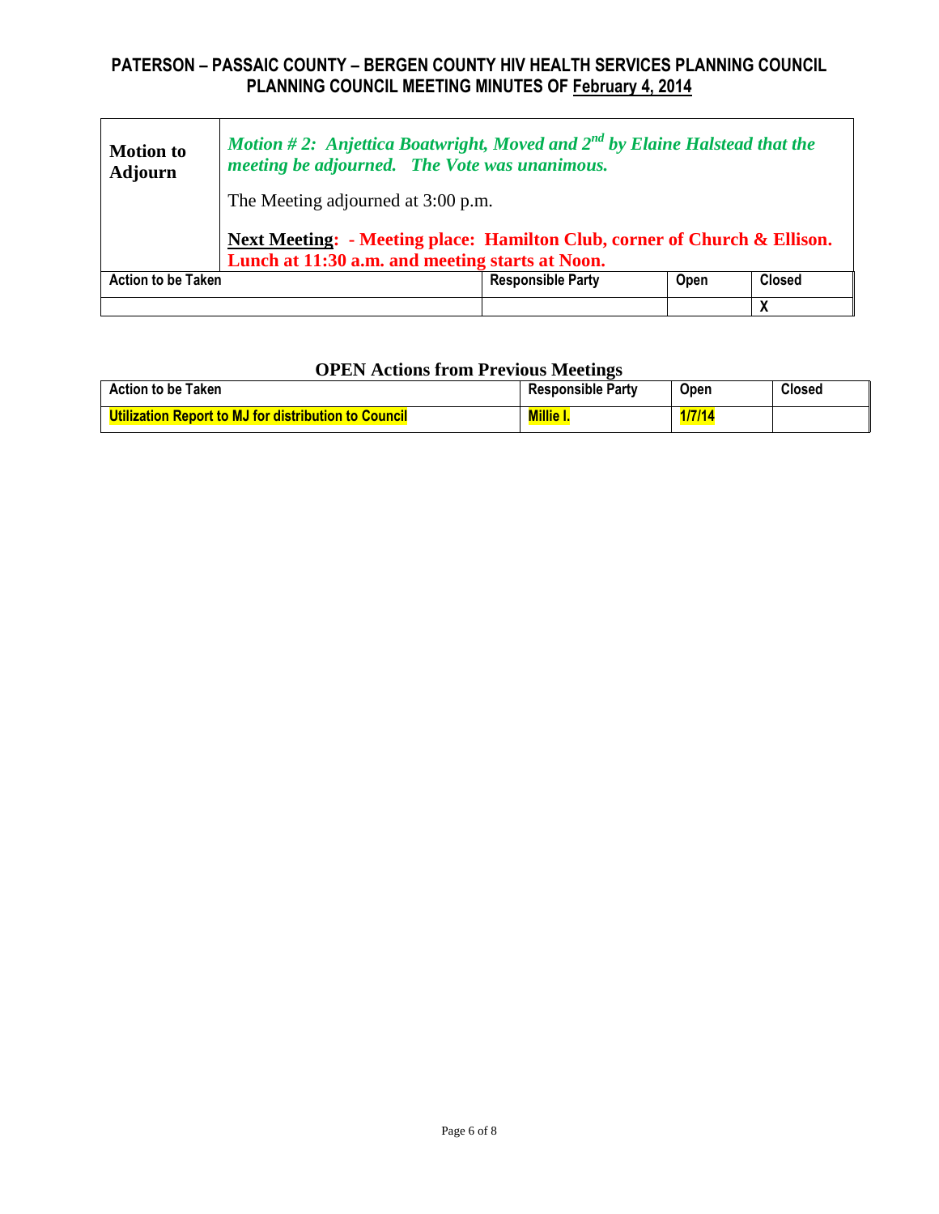| Motion to Adjourn | ***Motion # 2: Anjettica Boatwright, Moved and $2^{nd}$ by Elaine Halstead that the meeting be adjourned. The Vote was unanimous.***<br><br>The Meeting adjourned at 3:00 p.m.<br><br>**Next Meeting: - Meeting place: Hamilton Club, corner of Church & Ellison. Lunch at 11:30 a.m. and meeting starts at Noon.** | | |
|---|---|---|---|
| **Action to be Taken** | **Responsible Party** | **Open** | **Closed** |
| | | | X |

## OPEN Actions from Previous Meetings

| Action to be Taken | Responsible Party | Open | Closed |
|---|---|---|---|
| **Utilization Report to MJ for distribution to Council** | **Millie I.** | **1/7/14** | |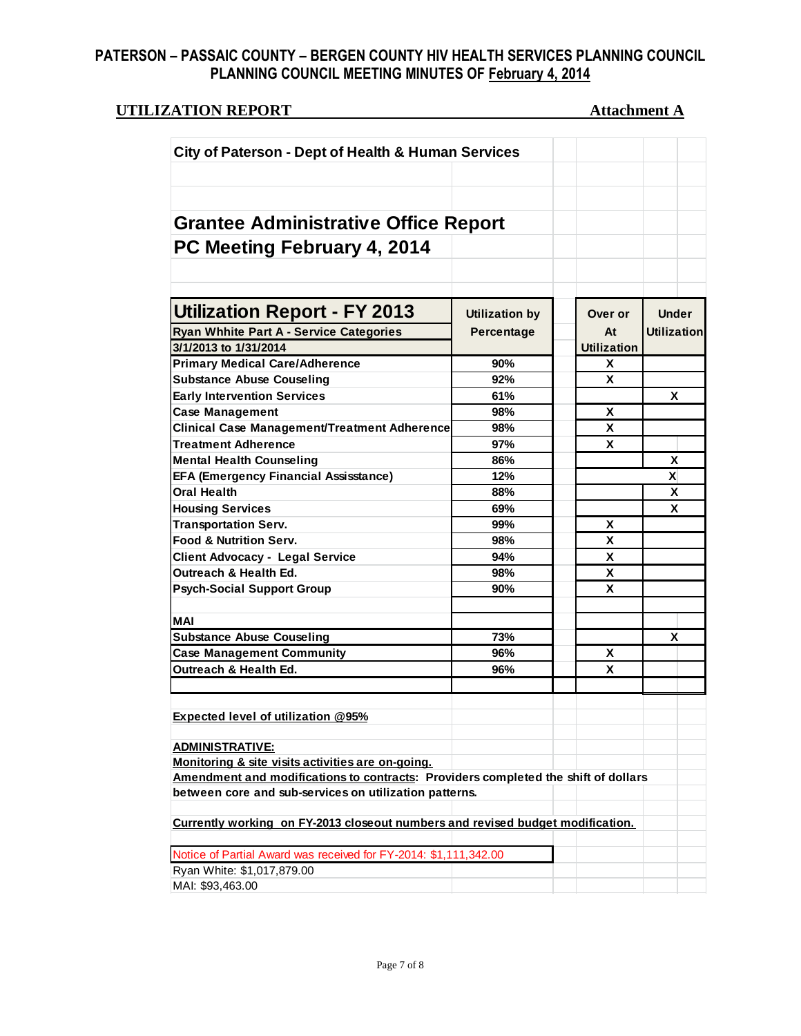# PATERSON – PASSAIC COUNTY – BERGEN COUNTY HIV HEALTH SERVICES PLANNING COUNCIL
## PLANNING COUNCIL MEETING MINUTES OF February 4, 2014

**UTILIZATION REPORT** **Attachment A**

**City of Paterson - Dept of Health & Human Services**

## Grantee Administrative Office Report
## PC Meeting February 4, 2014

| Utilization Report - FY 2013 Ryan Whhite Part A - Service Categories 3/1/2013 to 1/31/2014 | Utilization by Percentage | Over or At Utilization | Under Utilization |
|---|---|---|---|
| Primary Medical Care/Adherence | 90% | X | |
| Substance Abuse Couseling | 92% | X | |
| Early Intervention Services | 61% | | X |
| Case Management | 98% | X | |
| Clinical Case Management/Treatment Adherence | 98% | X | |
| Treatment Adherence | 97% | X | |
| Mental Health Counseling | 86% | | X |
| EFA (Emergency Financial Assisstance) | 12% | | X |
| Oral Health | 88% | | X |
| Housing Services | 69% | | X |
| Transportation Serv. | 99% | X | |
| Food & Nutrition Serv. | 98% | X | |
| Client Advocacy - Legal Service | 94% | X | |
| Outreach & Health Ed. | 98% | X | |
| Psych-Social Support Group | 90% | X | |
| | | | |
| **MAI** | | | |
| Substance Abuse Couseling | 73% | | X |
| Case Management Community | 96% | X | |
| Outreach & Health Ed. | 96% | X | |

**Expected level of utilization @95%**

**ADMINISTRATIVE:**

**Monitoring & site visits activities are on-going.**

**Amendment and modifications to contracts: Providers completed the shift of dollars between core and sub-services on utilization patterns.**

**Currently working on FY-2013 closeout numbers and revised budget modification.**

Notice of Partial Award was received for FY-2014: $1,111,342.00

Ryan White: $1,017,879.00

MAI: $93,463.00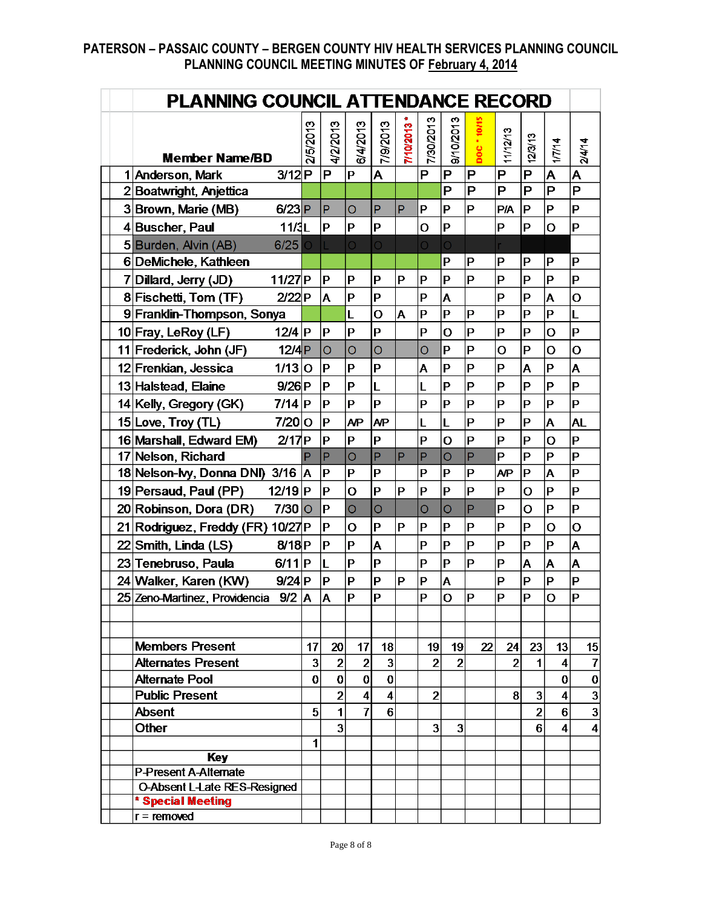# PATERSON – PASSAIC COUNTY – BERGEN COUNTY HIV HEALTH SERVICES PLANNING COUNCIL

## PLANNING COUNCIL MEETING MINUTES OF February 4, 2014

## PLANNING COUNCIL ATTENDANCE RECORD

| | Member Name/BD | | 2/5/2013 | 4/2/2013 | 6/4/2013 | 7/9/2013 | 7/10/2013 * | 7/30/2013 | 9/10/2013 | DOC * 10/15 | 11/12/13 | 12/3/13 | 1/7/14 | 2/4/14 |
|---|---|---|---|---|---|---|---|---|---|---|---|---|---|---|
| 1 | Anderson, Mark | 3/12 | P | P | P | A | | P | P | P | P | P | A | A |
| 2 | Boatwright, Anjettica | | | | | | | | P | P | P | P | P | P |
| 3 | Brown, Marie (MB) | 6/23 | P | P | O | P | P | P | P | P | P/A | P | P | P |
| 4 | Buscher, Paul | 11/3 | L | P | P | P | | O | P | | P | P | O | P |
| 5 | Burden, Alvin (AB) | 6/25 | O | L | O | O | | O | O | | r | | | |
| 6 | DeMichele, Kathleen | | | | | | | | P | P | P | P | P | P |
| 7 | Dillard, Jerry (JD) | 11/27 | P | P | P | P | P | P | P | P | P | P | P | P |
| 8 | Fischetti, Tom (TF) | 2/22 | P | A | P | P | | P | A | | P | P | A | O |
| 9 | Franklin-Thompson, Sonya | | | | L | O | A | P | P | P | P | P | P | L |
| 10 | Fray, LeRoy (LF) | 12/4 | P | P | P | P | | P | O | P | P | P | O | P |
| 11 | Frederick, John (JF) | 12/4 | P | O | O | O | | O | P | P | O | P | O | O |
| 12 | Frenkian, Jessica | 1/13 | O | P | P | P | | A | P | P | P | A | P | A |
| 13 | Halstead, Elaine | 9/26 | P | P | P | L | | L | P | P | P | P | P | P |
| 14 | Kelly, Gregory (GK) | 7/14 | P | P | P | P | | P | P | P | P | P | P | P |
| 15 | Love, Troy (TL) | 7/20 | O | P | A/P | A/P | | L | L | P | P | P | A | AL |
| 16 | Marshall, Edward EM) | 2/17 | P | P | P | P | | P | O | P | P | P | O | P |
| 17 | Nelson, Richard | | P | P | O | P | P | P | O | P | P | P | P | P |
| 18 | Nelson-Ivy, Donna DNI) | 3/16 | A | P | P | P | | P | P | P | A/P | P | A | P |
| 19 | Persaud, Paul (PP) | 12/19 | P | P | O | P | P | P | P | P | P | O | P | P |
| 20 | Robinson, Dora (DR) | 7/30 | O | P | O | O | | O | O | P | P | O | P | P |
| 21 | Rodriguez, Freddy (FR) | 10/27 | P | P | O | P | P | P | P | P | P | P | O | O |
| 22 | Smith, Linda (LS) | 8/18 | P | P | P | A | | P | P | P | P | P | P | A |
| 23 | Tenebruso, Paula | 6/11 | P | L | P | P | | P | P | P | P | A | A | A |
| 24 | Walker, Karen (KW) | 9/24 | P | P | P | P | P | P | A | | P | P | P | P |
| 25 | Zeno-Martinez, Providencia | 9/2 | A | A | P | P | | P | O | P | P | P | O | P |
| | | | | | | | | | | | | | | |
| | | | | | | | | | | | | | | |
| | Members Present | | 17 | 20 | 17 | 18 | | 19 | 19 | 22 | 24 | 23 | 13 | 15 |
| | Alternates Present | | 3 | 2 | 2 | 3 | | 2 | 2 | | 2 | 1 | 4 | 7 |
| | Alternate Pool | | 0 | 0 | 0 | 0 | | | | | | | 0 | 0 |
| | Public Present | | | 2 | 4 | 4 | | 2 | | | 8 | 3 | 4 | 3 |
| | Absent | | 5 | 1 | 7 | 6 | | | | | | 2 | 6 | 3 |
| | Other | | | 3 | | | | 3 | 3 | | | 6 | 4 | 4 |
| | | | 1 | | | | | | | | | | | |
| | **Key** | | | | | | | | | | | | | |
| | P-Present A-Alternate | | | | | | | | | | | | | |
| | O-Absent L-Late RES-Resigned | | | | | | | | | | | | | |
| | * Special Meeting | | | | | | | | | | | | | |
| | r = removed | | | | | | | | | | | | | |